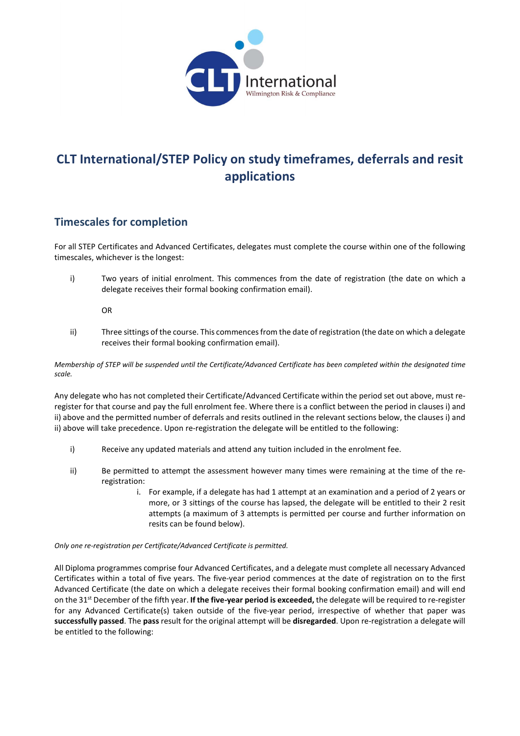# CLT International/STEP Policy on study timeframes, deferrals and resit applications

## Timescales for completion

For all STEP Certificates and Advanced Certificates, delegates must complete the course within one of the following timescales, whichever is the longest:

i) Two years of initial enrolment. This commences from the date of registration (the date on which a delegate receives their formal booking confirmation email).

OR

ii) Three sittings of the course. This commences from the date of registration (the date on which a delegate receives their formal booking confirmation email).

*Membership of STEP will be suspended until the Certificate/Advanced Certificate has been completed within the designated time scale.*

Any delegate who has not completed their Certificate/Advanced Certificate within the period set out above, must re-register for that course and pay the full enrolment fee. Where there is a conflict between the period in clauses i) and ii) above and the permitted number of deferrals and resits outlined in the relevant sections below, the clauses i) and ii) above will take precedence. Upon re-registration the delegate will be entitled to the following:

i) Receive any updated materials and attend any tuition included in the enrolment fee.

ii) Be permitted to attempt the assessment however many times were remaining at the time of the re-registration:
   i. For example, if a delegate has had 1 attempt at an examination and a period of 2 years or more, or 3 sittings of the course has lapsed, the delegate will be entitled to their 2 resit attempts (a maximum of 3 attempts is permitted per course and further information on resits can be found below).

*Only one re-registration per Certificate/Advanced Certificate is permitted.*

All Diploma programmes comprise four Advanced Certificates, and a delegate must complete all necessary Advanced Certificates within a total of five years. The five-year period commences at the date of registration on to the first Advanced Certificate (the date on which a delegate receives their formal booking confirmation email) and will end on the 31st December of the fifth year. **If the five-year period is exceeded,** the delegate will be required to re-register for any Advanced Certificate(s) taken outside of the five-year period, irrespective of whether that paper was **successfully passed**. The **pass** result for the original attempt will be **disregarded**. Upon re-registration a delegate will be entitled to the following: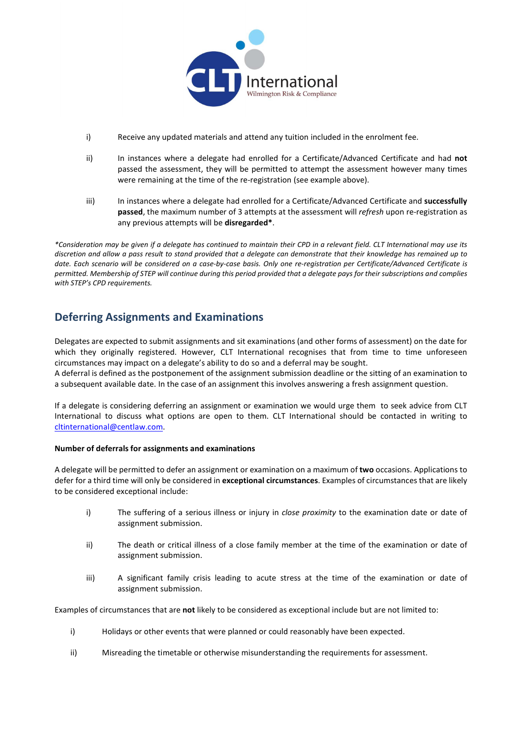i) Receive any updated materials and attend any tuition included in the enrolment fee.

ii) In instances where a delegate had enrolled for a Certificate/Advanced Certificate and had **not** passed the assessment, they will be permitted to attempt the assessment however many times were remaining at the time of the re-registration (see example above).

iii) In instances where a delegate had enrolled for a Certificate/Advanced Certificate and **successfully passed**, the maximum number of 3 attempts at the assessment will *refresh* upon re-registration as any previous attempts will be **disregarded***.

**Consideration may be given if a delegate has continued to maintain their CPD in a relevant field. CLT International may use its discretion and allow a pass result to stand provided that a delegate can demonstrate that their knowledge has remained up to date. Each scenario will be considered on a case-by-case basis. Only one re-registration per Certificate/Advanced Certificate is permitted. Membership of STEP will continue during this period provided that a delegate pays for their subscriptions and complies with STEP's CPD requirements.*

## Deferring Assignments and Examinations

Delegates are expected to submit assignments and sit examinations (and other forms of assessment) on the date for which they originally registered. However, CLT International recognises that from time to time unforeseen circumstances may impact on a delegate's ability to do so and a deferral may be sought.
A deferral is defined as the postponement of the assignment submission deadline or the sitting of an examination to a subsequent available date. In the case of an assignment this involves answering a fresh assignment question.

If a delegate is considering deferring an assignment or examination we would urge them to seek advice from CLT International to discuss what options are open to them. CLT International should be contacted in writing to cltinternational@centlaw.com.

**Number of deferrals for assignments and examinations**

A delegate will be permitted to defer an assignment or examination on a maximum of **two** occasions. Applications to defer for a third time will only be considered in **exceptional circumstances**. Examples of circumstances that are likely to be considered exceptional include:

i) The suffering of a serious illness or injury in *close proximity* to the examination date or date of assignment submission.

ii) The death or critical illness of a close family member at the time of the examination or date of assignment submission.

iii) A significant family crisis leading to acute stress at the time of the examination or date of assignment submission.

Examples of circumstances that are **not** likely to be considered as exceptional include but are not limited to:

i) Holidays or other events that were planned or could reasonably have been expected.

ii) Misreading the timetable or otherwise misunderstanding the requirements for assessment.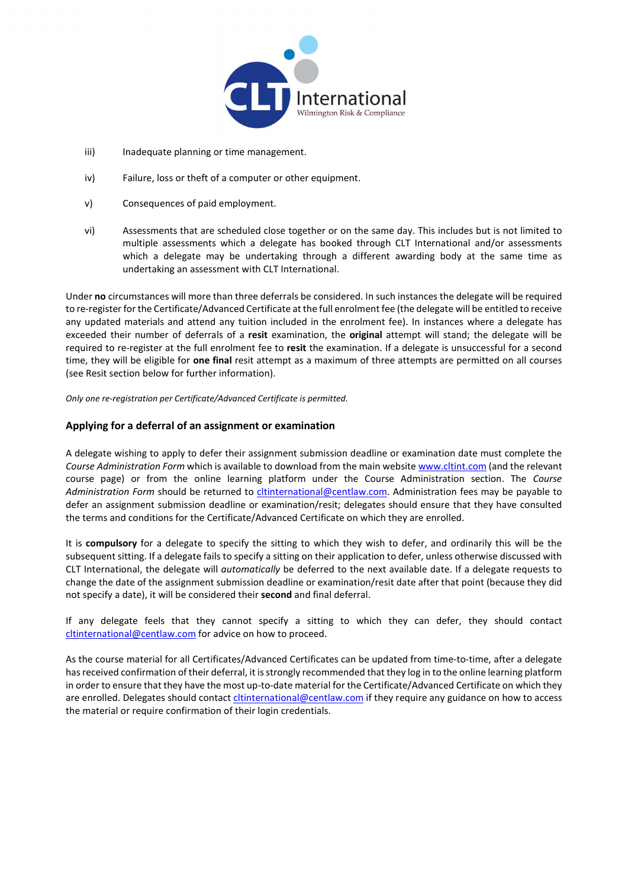iii) Inadequate planning or time management.

iv) Failure, loss or theft of a computer or other equipment.

v) Consequences of paid employment.

vi) Assessments that are scheduled close together or on the same day. This includes but is not limited to multiple assessments which a delegate has booked through CLT International and/or assessments which a delegate may be undertaking through a different awarding body at the same time as undertaking an assessment with CLT International.

Under **no** circumstances will more than three deferrals be considered. In such instances the delegate will be required to re-register for the Certificate/Advanced Certificate at the full enrolment fee (the delegate will be entitled to receive any updated materials and attend any tuition included in the enrolment fee). In instances where a delegate has exceeded their number of deferrals of a **resit** examination, the **original** attempt will stand; the delegate will be required to re-register at the full enrolment fee to **resit** the examination. If a delegate is unsuccessful for a second time, they will be eligible for **one final** resit attempt as a maximum of three attempts are permitted on all courses (see Resit section below for further information).

*Only one re-registration per Certificate/Advanced Certificate is permitted.*

### Applying for a deferral of an assignment or examination

A delegate wishing to apply to defer their assignment submission deadline or examination date must complete the *Course Administration Form* which is available to download from the main website www.cltint.com (and the relevant course page) or from the online learning platform under the Course Administration section. The *Course Administration Form* should be returned to cltinternational@centlaw.com. Administration fees may be payable to defer an assignment submission deadline or examination/resit; delegates should ensure that they have consulted the terms and conditions for the Certificate/Advanced Certificate on which they are enrolled.

It is **compulsory** for a delegate to specify the sitting to which they wish to defer, and ordinarily this will be the subsequent sitting. If a delegate fails to specify a sitting on their application to defer, unless otherwise discussed with CLT International, the delegate will *automatically* be deferred to the next available date. If a delegate requests to change the date of the assignment submission deadline or examination/resit date after that point (because they did not specify a date), it will be considered their **second** and final deferral.

If any delegate feels that they cannot specify a sitting to which they can defer, they should contact cltinternational@centlaw.com for advice on how to proceed.

As the course material for all Certificates/Advanced Certificates can be updated from time-to-time, after a delegate has received confirmation of their deferral, it is strongly recommended that they log in to the online learning platform in order to ensure that they have the most up-to-date material for the Certificate/Advanced Certificate on which they are enrolled. Delegates should contact cltinternational@centlaw.com if they require any guidance on how to access the material or require confirmation of their login credentials.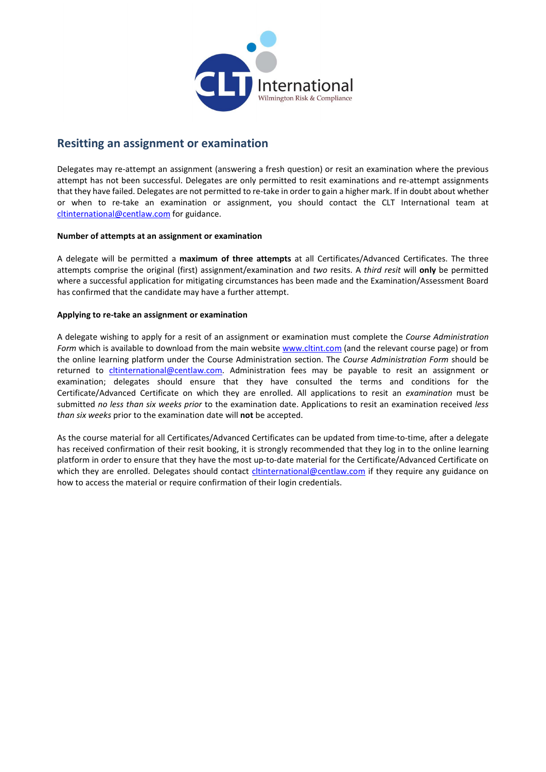## Resitting an assignment or examination

Delegates may re-attempt an assignment (answering a fresh question) or resit an examination where the previous attempt has not been successful. Delegates are only permitted to resit examinations and re-attempt assignments that they have failed. Delegates are not permitted to re-take in order to gain a higher mark. If in doubt about whether or when to re-take an examination or assignment, you should contact the CLT International team at cltinternational@centlaw.com for guidance.

**Number of attempts at an assignment or examination**

A delegate will be permitted a **maximum of three attempts** at all Certificates/Advanced Certificates. The three attempts comprise the original (first) assignment/examination and *two* resits. A *third resit* will **only** be permitted where a successful application for mitigating circumstances has been made and the Examination/Assessment Board has confirmed that the candidate may have a further attempt.

**Applying to re-take an assignment or examination**

A delegate wishing to apply for a resit of an assignment or examination must complete the *Course Administration Form* which is available to download from the main website www.cltint.com (and the relevant course page) or from the online learning platform under the Course Administration section. The *Course Administration Form* should be returned to cltinternational@centlaw.com. Administration fees may be payable to resit an assignment or examination; delegates should ensure that they have consulted the terms and conditions for the Certificate/Advanced Certificate on which they are enrolled. All applications to resit an *examination* must be submitted *no less than six weeks prior* to the examination date. Applications to resit an examination received *less than six weeks* prior to the examination date will **not** be accepted.

As the course material for all Certificates/Advanced Certificates can be updated from time-to-time, after a delegate has received confirmation of their resit booking, it is strongly recommended that they log in to the online learning platform in order to ensure that they have the most up-to-date material for the Certificate/Advanced Certificate on which they are enrolled. Delegates should contact cltinternational@centlaw.com if they require any guidance on how to access the material or require confirmation of their login credentials.